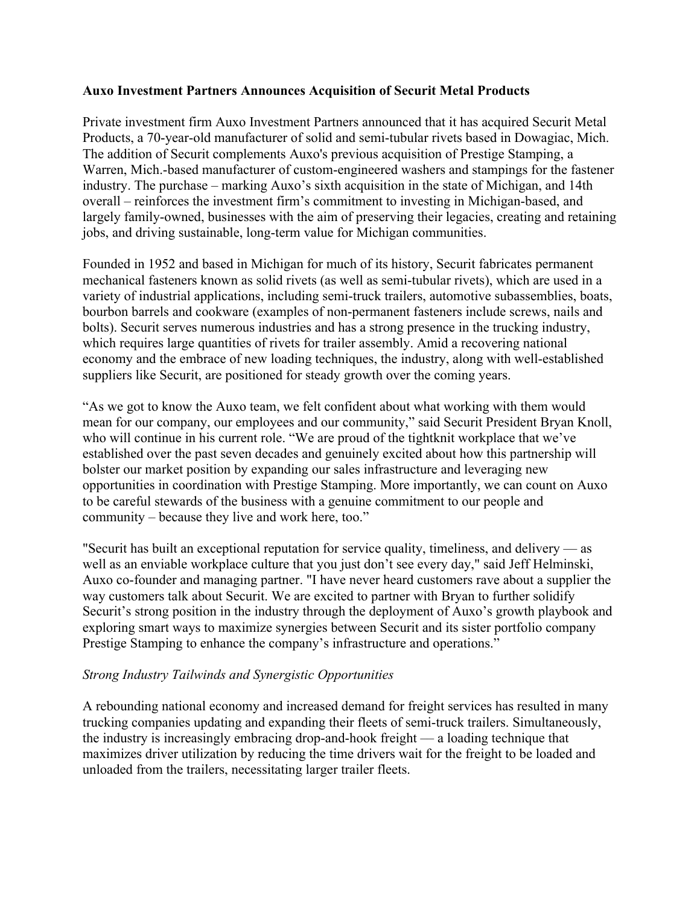**Auxo Investment Partners Announces Acquisition of Securit Metal Products**

Private investment firm Auxo Investment Partners announced that it has acquired Securit Metal Products, a 70-year-old manufacturer of solid and semi-tubular rivets based in Dowagiac, Mich. The addition of Securit complements Auxo's previous acquisition of Prestige Stamping, a Warren, Mich.-based manufacturer of custom-engineered washers and stampings for the fastener industry. The purchase – marking Auxo's sixth acquisition in the state of Michigan, and 14th overall – reinforces the investment firm's commitment to investing in Michigan-based, and largely family-owned, businesses with the aim of preserving their legacies, creating and retaining jobs, and driving sustainable, long-term value for Michigan communities.

Founded in 1952 and based in Michigan for much of its history, Securit fabricates permanent mechanical fasteners known as solid rivets (as well as semi-tubular rivets), which are used in a variety of industrial applications, including semi-truck trailers, automotive subassemblies, boats, bourbon barrels and cookware (examples of non-permanent fasteners include screws, nails and bolts). Securit serves numerous industries and has a strong presence in the trucking industry, which requires large quantities of rivets for trailer assembly. Amid a recovering national economy and the embrace of new loading techniques, the industry, along with well-established suppliers like Securit, are positioned for steady growth over the coming years.

"As we got to know the Auxo team, we felt confident about what working with them would mean for our company, our employees and our community," said Securit President Bryan Knoll, who will continue in his current role. "We are proud of the tightknit workplace that we've established over the past seven decades and genuinely excited about how this partnership will bolster our market position by expanding our sales infrastructure and leveraging new opportunities in coordination with Prestige Stamping. More importantly, we can count on Auxo to be careful stewards of the business with a genuine commitment to our people and community – because they live and work here, too."

"Securit has built an exceptional reputation for service quality, timeliness, and delivery — as well as an enviable workplace culture that you just don't see every day," said Jeff Helminski, Auxo co-founder and managing partner. "I have never heard customers rave about a supplier the way customers talk about Securit. We are excited to partner with Bryan to further solidify Securit's strong position in the industry through the deployment of Auxo's growth playbook and exploring smart ways to maximize synergies between Securit and its sister portfolio company Prestige Stamping to enhance the company's infrastructure and operations."

*Strong Industry Tailwinds and Synergistic Opportunities*

A rebounding national economy and increased demand for freight services has resulted in many trucking companies updating and expanding their fleets of semi-truck trailers. Simultaneously, the industry is increasingly embracing drop-and-hook freight — a loading technique that maximizes driver utilization by reducing the time drivers wait for the freight to be loaded and unloaded from the trailers, necessitating larger trailer fleets.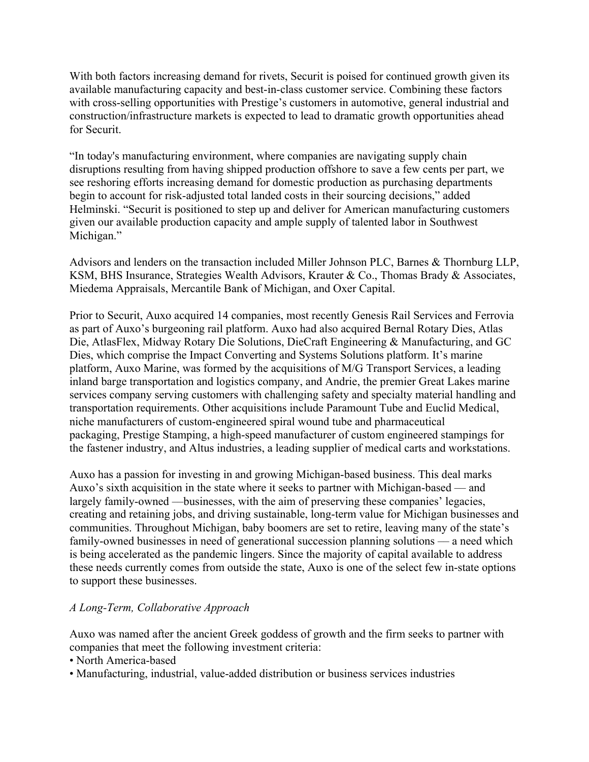With both factors increasing demand for rivets, Securit is poised for continued growth given its available manufacturing capacity and best-in-class customer service. Combining these factors with cross-selling opportunities with Prestige's customers in automotive, general industrial and construction/infrastructure markets is expected to lead to dramatic growth opportunities ahead for Securit.

"In today's manufacturing environment, where companies are navigating supply chain disruptions resulting from having shipped production offshore to save a few cents per part, we see reshoring efforts increasing demand for domestic production as purchasing departments begin to account for risk-adjusted total landed costs in their sourcing decisions," added Helminski. "Securit is positioned to step up and deliver for American manufacturing customers given our available production capacity and ample supply of talented labor in Southwest Michigan."

Advisors and lenders on the transaction included Miller Johnson PLC, Barnes & Thornburg LLP, KSM, BHS Insurance, Strategies Wealth Advisors, Krauter & Co., Thomas Brady & Associates, Miedema Appraisals, Mercantile Bank of Michigan, and Oxer Capital.

Prior to Securit, Auxo acquired 14 companies, most recently Genesis Rail Services and Ferrovia as part of Auxo's burgeoning rail platform. Auxo had also acquired Bernal Rotary Dies, Atlas Die, AtlasFlex, Midway Rotary Die Solutions, DieCraft Engineering & Manufacturing, and GC Dies, which comprise the Impact Converting and Systems Solutions platform. It's marine platform, Auxo Marine, was formed by the acquisitions of M/G Transport Services, a leading inland barge transportation and logistics company, and Andrie, the premier Great Lakes marine services company serving customers with challenging safety and specialty material handling and transportation requirements. Other acquisitions include Paramount Tube and Euclid Medical, niche manufacturers of custom-engineered spiral wound tube and pharmaceutical packaging, Prestige Stamping, a high-speed manufacturer of custom engineered stampings for the fastener industry, and Altus industries, a leading supplier of medical carts and workstations.

Auxo has a passion for investing in and growing Michigan-based business. This deal marks Auxo's sixth acquisition in the state where it seeks to partner with Michigan-based — and largely family-owned —businesses, with the aim of preserving these companies' legacies, creating and retaining jobs, and driving sustainable, long-term value for Michigan businesses and communities. Throughout Michigan, baby boomers are set to retire, leaving many of the state's family-owned businesses in need of generational succession planning solutions — a need which is being accelerated as the pandemic lingers. Since the majority of capital available to address these needs currently comes from outside the state, Auxo is one of the select few in-state options to support these businesses.

*A Long-Term, Collaborative Approach*

Auxo was named after the ancient Greek goddess of growth and the firm seeks to partner with companies that meet the following investment criteria:

- North America-based
- Manufacturing, industrial, value-added distribution or business services industries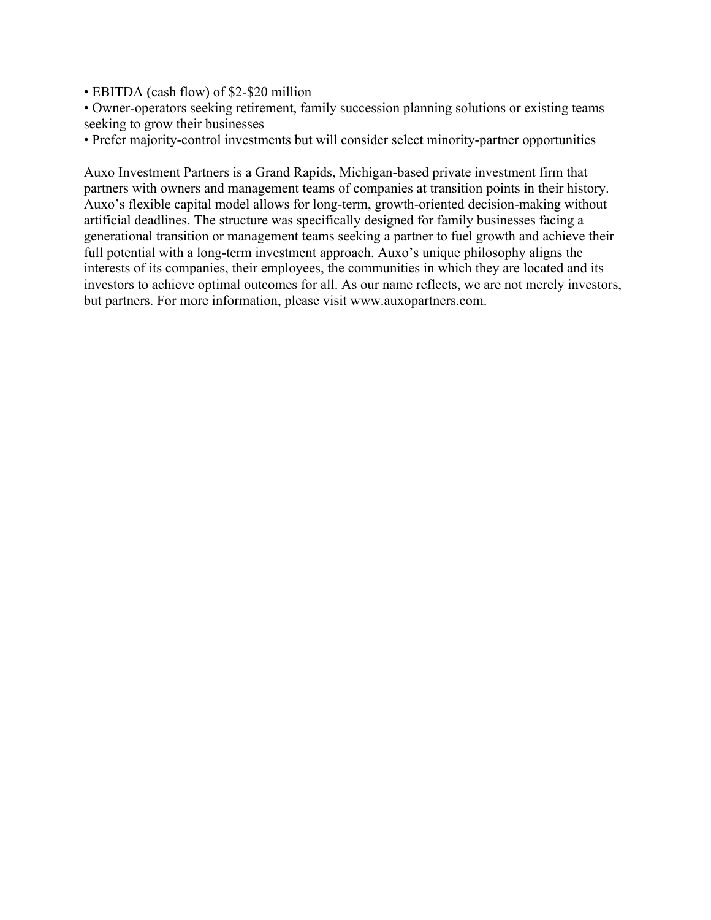- EBITDA (cash flow) of $2-$20 million
- Owner-operators seeking retirement, family succession planning solutions or existing teams seeking to grow their businesses
- Prefer majority-control investments but will consider select minority-partner opportunities

Auxo Investment Partners is a Grand Rapids, Michigan-based private investment firm that partners with owners and management teams of companies at transition points in their history. Auxo's flexible capital model allows for long-term, growth-oriented decision-making without artificial deadlines. The structure was specifically designed for family businesses facing a generational transition or management teams seeking a partner to fuel growth and achieve their full potential with a long-term investment approach. Auxo's unique philosophy aligns the interests of its companies, their employees, the communities in which they are located and its investors to achieve optimal outcomes for all. As our name reflects, we are not merely investors, but partners. For more information, please visit www.auxopartners.com.